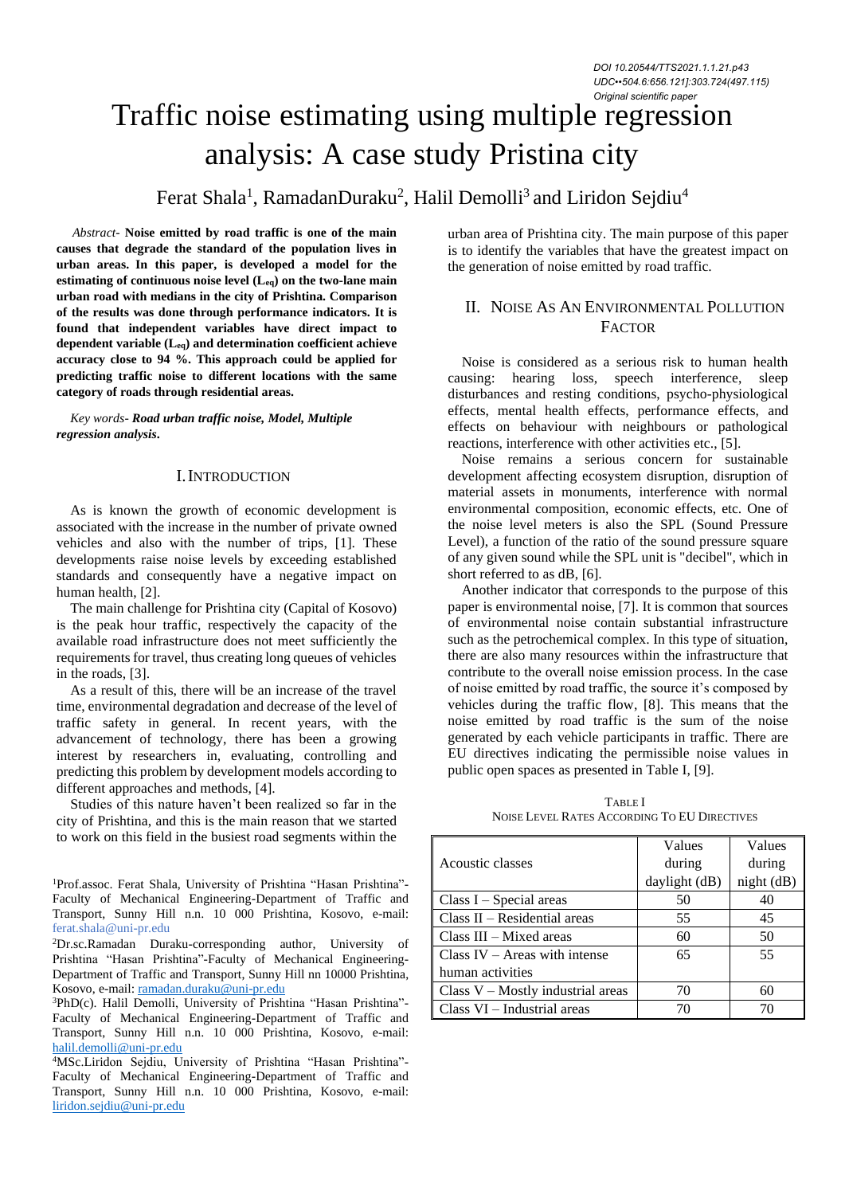DOI 10.20544/TTS2021.1.1.21.p43
UDC••504.6:656.121]:303.724(497.115)
Original scientific paper

# Traffic noise estimating using multiple regression analysis: A case study Pristina city

Ferat Shala[1], RamadanDuraku[2], Halil Demolli[3] and Liridon Sejdiu[4]

*Abstract*- **Noise emitted by road traffic is one of the main causes that degrade the standard of the population lives in urban areas. In this paper, is developed a model for the estimating of continuous noise level ($L_{eq}$) on the two-lane main urban road with medians in the city of Prishtina. Comparison of the results was done through performance indicators. It is found that independent variables have direct impact to dependent variable ($L_{eq}$) and determination coefficient achieve accuracy close to 94 %. This approach could be applied for predicting traffic noise to different locations with the same category of roads through residential areas.**

*Key words- **Road urban traffic noise, Model, Multiple regression analysis**.*

## I. Introduction

As is known the growth of economic development is associated with the increase in the number of private owned vehicles and also with the number of trips, [1]. These developments raise noise levels by exceeding established standards and consequently have a negative impact on human health, [2].

The main challenge for Prishtina city (Capital of Kosovo) is the peak hour traffic, respectively the capacity of the available road infrastructure does not meet sufficiently the requirements for travel, thus creating long queues of vehicles in the roads, [3].

As a result of this, there will be an increase of the travel time, environmental degradation and decrease of the level of traffic safety in general. In recent years, with the advancement of technology, there has been a growing interest by researchers in, evaluating, controlling and predicting this problem by development models according to different approaches and methods, [4].

Studies of this nature haven't been realized so far in the city of Prishtina, and this is the main reason that we started to work on this field in the busiest road segments within the urban area of Prishtina city. The main purpose of this paper is to identify the variables that have the greatest impact on the generation of noise emitted by road traffic.

## II. Noise As An Environmental Pollution Factor

Noise is considered as a serious risk to human health causing: hearing loss, speech interference, sleep disturbances and resting conditions, psycho-physiological effects, mental health effects, performance effects, and effects on behaviour with neighbours or pathological reactions, interference with other activities etc., [5].

Noise remains a serious concern for sustainable development affecting ecosystem disruption, disruption of material assets in monuments, interference with normal environmental composition, economic effects, etc. One of the noise level meters is also the SPL (Sound Pressure Level), a function of the ratio of the sound pressure square of any given sound while the SPL unit is "decibel", which in short referred to as dB, [6].

Another indicator that corresponds to the purpose of this paper is environmental noise, [7]. It is common that sources of environmental noise contain substantial infrastructure such as the petrochemical complex. In this type of situation, there are also many resources within the infrastructure that contribute to the overall noise emission process. In the case of noise emitted by road traffic, the source it's composed by vehicles during the traffic flow, [8]. This means that the noise emitted by road traffic is the sum of the noise generated by each vehicle participants in traffic. There are EU directives indicating the permissible noise values in public open spaces as presented in Table I, [9].

TABLE I
Noise Level Rates According To EU Directives

| Acoustic classes | Values during daylight (dB) | Values during night (dB) |
|---|---|---|
| Class I – Special areas | 50 | 40 |
| Class II – Residential areas | 55 | 45 |
| Class III – Mixed areas | 60 | 50 |
| Class IV – Areas with intense human activities | 65 | 55 |
| Class V – Mostly industrial areas | 70 | 60 |
| Class VI – Industrial areas | 70 | 70 |

[1]Prof.assoc. Ferat Shala, University of Prishtina "Hasan Prishtina"-Faculty of Mechanical Engineering-Department of Traffic and Transport, Sunny Hill n.n. 10 000 Prishtina, Kosovo, e-mail: ferat.shala@uni-pr.edu

[2]Dr.sc.Ramadan Duraku-corresponding author, University of Prishtina "Hasan Prishtina"-Faculty of Mechanical Engineering-Department of Traffic and Transport, Sunny Hill nn 10000 Prishtina, Kosovo, e-mail: ramadan.duraku@uni-pr.edu

[3]PhD(c). Halil Demolli, University of Prishtina "Hasan Prishtina"-Faculty of Mechanical Engineering-Department of Traffic and Transport, Sunny Hill n.n. 10 000 Prishtina, Kosovo, e-mail: halil.demolli@uni-pr.edu

[4]MSc.Liridon Sejdiu, University of Prishtina "Hasan Prishtina"-Faculty of Mechanical Engineering-Department of Traffic and Transport, Sunny Hill n.n. 10 000 Prishtina, Kosovo, e-mail: liridon.sejdiu@uni-pr.edu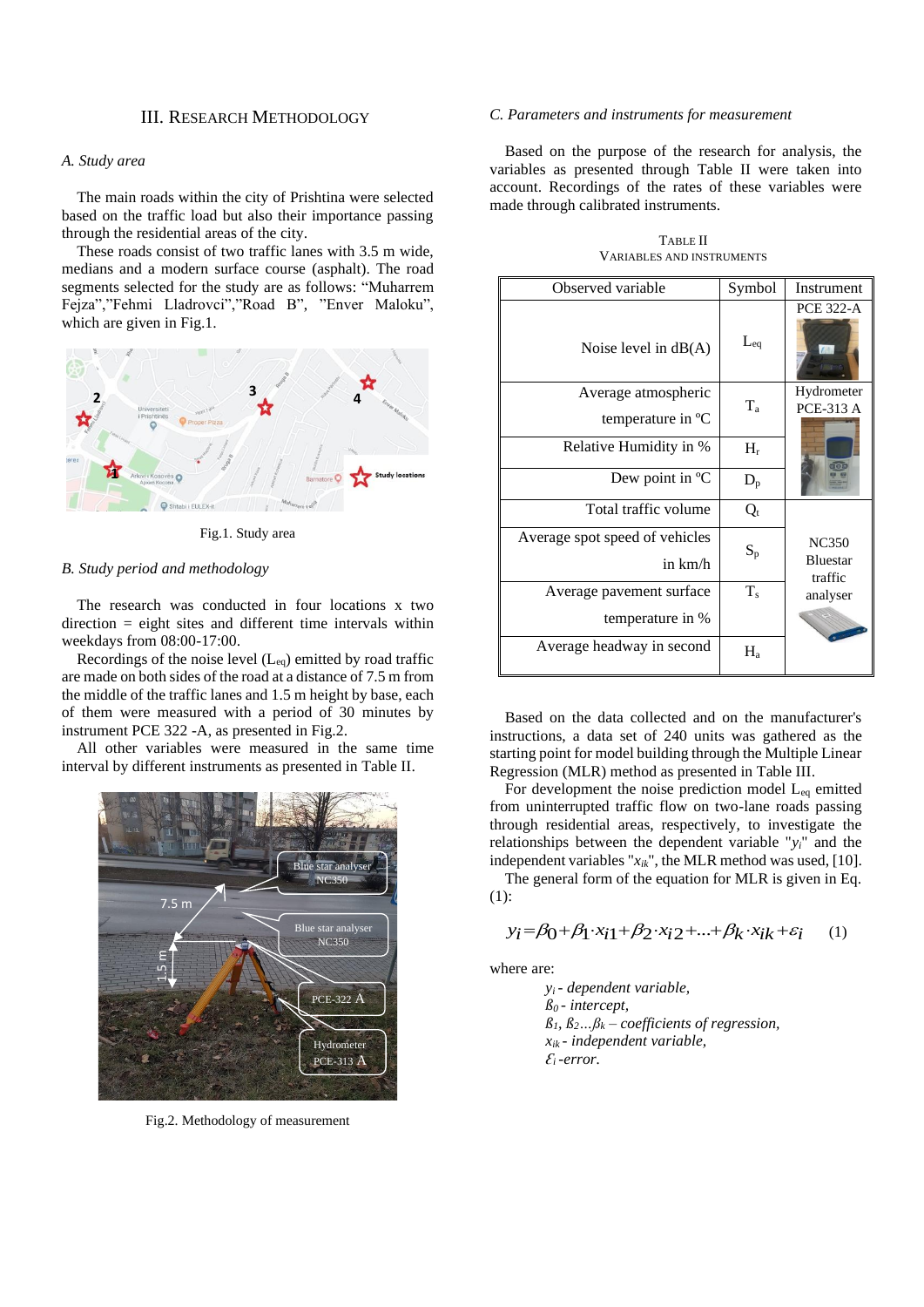## III. Research Methodology

### A. Study area

The main roads within the city of Prishtina were selected based on the traffic load but also their importance passing through the residential areas of the city.

These roads consist of two traffic lanes with 3.5 m wide, medians and a modern surface course (asphalt). The road segments selected for the study are as follows: "Muharrem Fejza","Fehmi Lladrovci","Road B", "Enver Maloku", which are given in Fig.1.

Fig.1. Study area

### B. Study period and methodology

The research was conducted in four locations x two direction = eight sites and different time intervals within weekdays from 08:00-17:00.

Recordings of the noise level ($L_{eq}$) emitted by road traffic are made on both sides of the road at a distance of 7.5 m from the middle of the traffic lanes and 1.5 m height by base, each of them were measured with a period of 30 minutes by instrument PCE 322 -A, as presented in Fig.2.

All other variables were measured in the same time interval by different instruments as presented in Table II.

Fig.2. Methodology of measurement

### C. Parameters and instruments for measurement

Based on the purpose of the research for analysis, the variables as presented through Table II were taken into account. Recordings of the rates of these variables were made through calibrated instruments.

TABLE II
VARIABLES AND INSTRUMENTS

| Observed variable | Symbol | Instrument |
|---|---|---|
| Noise level in dB(A) | $L_{eq}$ | PCE 322-A |
| Average atmospheric temperature in °C | $T_a$ | Hydrometer PCE-313 A |
| Relative Humidity in % | $H_r$ | |
| Dew point in °C | $D_p$ | |
| Total traffic volume | $Q_t$ | NC350 Bluestar traffic analyser |
| Average spot speed of vehicles in km/h | $S_p$ | |
| Average pavement surface temperature in % | $T_s$ | |
| Average headway in second | $H_a$ | |

Based on the data collected and on the manufacturer's instructions, a data set of 240 units was gathered as the starting point for model building through the Multiple Linear Regression (MLR) method as presented in Table III.

For development the noise prediction model $L_{eq}$ emitted from uninterrupted traffic flow on two-lane roads passing through residential areas, respectively, to investigate the relationships between the dependent variable "$y_i$" and the independent variables "$x_{ik}$", the MLR method was used, [10].

The general form of the equation for MLR is given in Eq. (1):

$$y_i = \beta_0 + \beta_1 \cdot x_{i1} + \beta_2 \cdot x_{i2} + ... + \beta_k \cdot x_{ik} + \varepsilon_i \quad (1)$$

where are:

*$y_i$ - dependent variable,*
*$\beta_0$ - intercept,*
*$\beta_1, \beta_2 ... \beta_k$ – coefficients of regression,*
*$x_{ik}$ - independent variable,*
*$\varepsilon_i$ -error.*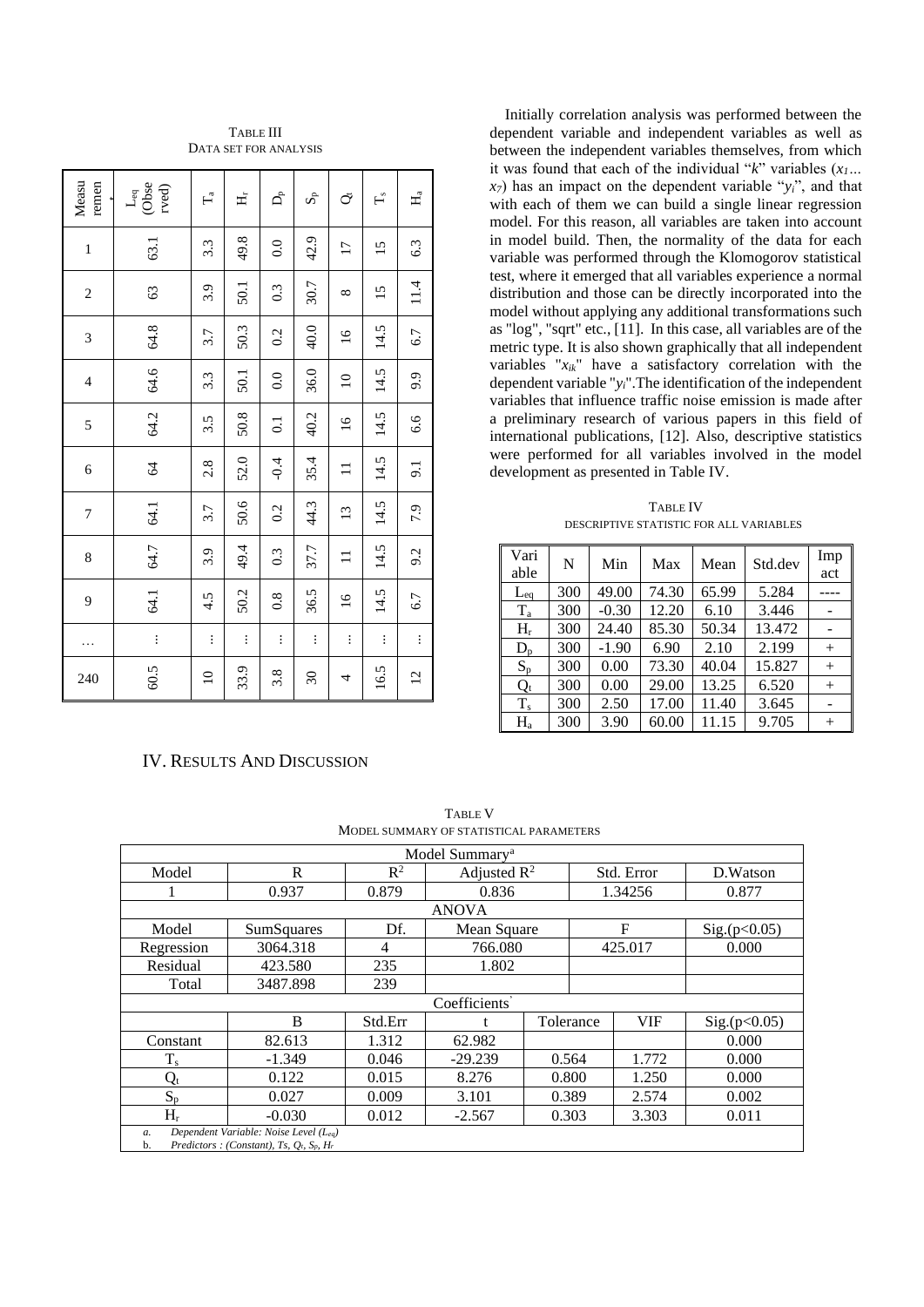TABLE III
DATA SET FOR ANALYSIS

| Measurement | $L_{eq}$ (Observed) | $T_a$ | $H_r$ | $D_p$ | $S_p$ | $Q_t$ | $T_s$ | $H_a$ |
|---|---|---|---|---|---|---|---|---|
| 1 | 63.1 | 3.3 | 49.8 | 0.0 | 42.9 | 17 | 15 | 6.3 |
| 2 | 63 | 3.9 | 50.1 | 0.3 | 30.7 | 8 | 15 | 11.4 |
| 3 | 64.8 | 3.7 | 50.3 | 0.2 | 40.0 | 16 | 14.5 | 6.7 |
| 4 | 64.6 | 3.3 | 50.1 | 0.0 | 36.0 | 10 | 14.5 | 9.9 |
| 5 | 64.2 | 3.5 | 50.8 | 0.1 | 40.2 | 16 | 14.5 | 6.6 |
| 6 | 64 | 2.8 | 52.0 | -0.4 | 35.4 | 11 | 14.5 | 9.1 |
| 7 | 64.1 | 3.7 | 50.6 | 0.2 | 44.3 | 13 | 14.5 | 7.9 |
| 8 | 64.7 | 3.9 | 49.4 | 0.3 | 37.7 | 11 | 14.5 | 9.2 |
| 9 | 64.1 | 4.5 | 50.2 | 0.8 | 36.5 | 16 | 14.5 | 6.7 |
| … | ⋮ | ⋮ | ⋮ | ⋮ | ⋮ | ⋮ | ⋮ | ⋮ |
| 240 | 60.5 | 10 | 33.9 | 3.8 | 30 | 4 | 16.5 | 12 |

## IV. Results And Discussion

Initially correlation analysis was performed between the dependent variable and independent variables as well as between the independent variables themselves, from which it was found that each of the individual "*k*" variables ($x_1 \ldots x_7$) has an impact on the dependent variable "$y_i$", and that with each of them we can build a single linear regression model. For this reason, all variables are taken into account in model build. Then, the normality of the data for each variable was performed through the Klomogorov statistical test, where it emerged that all variables experience a normal distribution and those can be directly incorporated into the model without applying any additional transformations such as "log", "sqrt" etc., [11]. In this case, all variables are of the metric type. It is also shown graphically that all independent variables "$x_{ik}$" have a satisfactory correlation with the dependent variable "$y_i$".The identification of the independent variables that influence traffic noise emission is made after a preliminary research of various papers in this field of international publications, [12]. Also, descriptive statistics were performed for all variables involved in the model development as presented in Table IV.

TABLE IV
DESCRIPTIVE STATISTIC FOR ALL VARIABLES

| Variable | N | Min | Max | Mean | Std.dev | Impact |
|---|---|---|---|---|---|---|
| $L_{eq}$ | 300 | 49.00 | 74.30 | 65.99 | 5.284 | ---- |
| $T_a$ | 300 | -0.30 | 12.20 | 6.10 | 3.446 | - |
| $H_r$ | 300 | 24.40 | 85.30 | 50.34 | 13.472 | - |
| $D_p$ | 300 | -1.90 | 6.90 | 2.10 | 2.199 | + |
| $S_p$ | 300 | 0.00 | 73.30 | 40.04 | 15.827 | + |
| $Q_t$ | 300 | 0.00 | 29.00 | 13.25 | 6.520 | + |
| $T_s$ | 300 | 2.50 | 17.00 | 11.40 | 3.645 | - |
| $H_a$ | 300 | 3.90 | 60.00 | 11.15 | 9.705 | + |

TABLE V
MODEL SUMMARY OF STATISTICAL PARAMETERS

| Model Summary[a] | | | | | | |
|---|---|---|---|---|---|---|
| Model | R | $R^2$ | Adjusted $R^2$ | Std. Error | | D.Watson |
| 1 | 0.937 | 0.879 | 0.836 | 1.34256 | | 0.877 |
| **ANOVA** | | | | | | |
| Model | SumSquares | Df. | Mean Square | F | | Sig.($p<0.05$) |
| Regression | 3064.318 | 4 | 766.080 | 425.017 | | 0.000 |
| Residual | 423.580 | 235 | 1.802 | | | |
| Total | 3487.898 | 239 | | | | |
| **Coefficients** | | | | | | |
| | B | Std.Err | t | Tolerance | VIF | Sig.($p<0.05$) |
| Constant | 82.613 | 1.312 | 62.982 | | | 0.000 |
| $T_s$ | -1.349 | 0.046 | -29.239 | 0.564 | 1.772 | 0.000 |
| $Q_t$ | 0.122 | 0.015 | 8.276 | 0.800 | 1.250 | 0.000 |
| $S_p$ | 0.027 | 0.009 | 3.101 | 0.389 | 2.574 | 0.002 |
| $H_r$ | -0.030 | 0.012 | -2.567 | 0.303 | 3.303 | 0.011 |

a. *Dependent Variable: Noise Level ($L_{eq}$)*
b. *Predictors : (Constant), Ts, $Q_t$, $S_p$, $H_r$*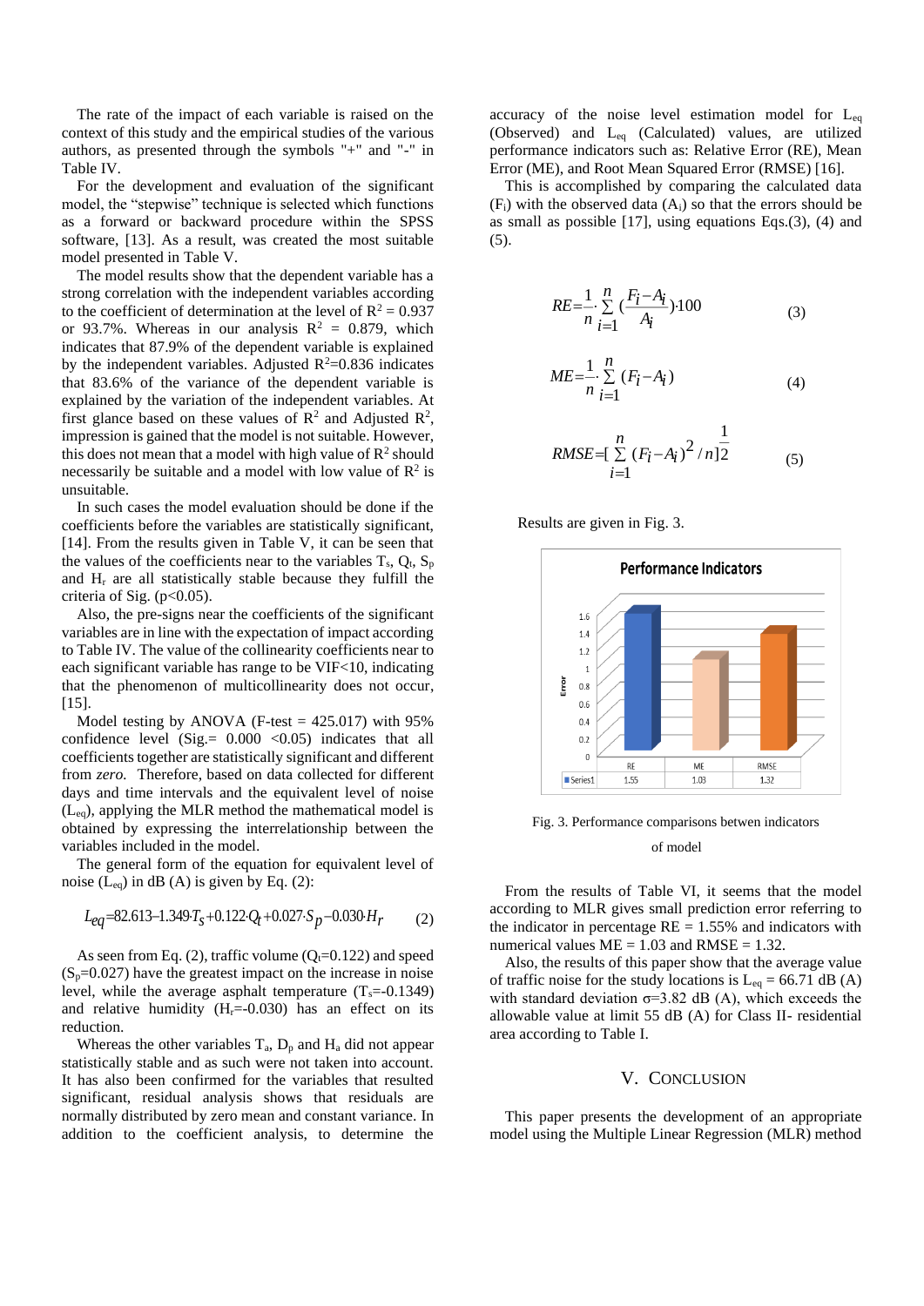The rate of the impact of each variable is raised on the context of this study and the empirical studies of the various authors, as presented through the symbols "+" and "-" in Table IV.

For the development and evaluation of the significant model, the "stepwise" technique is selected which functions as a forward or backward procedure within the SPSS software, [13]. As a result, was created the most suitable model presented in Table V.

The model results show that the dependent variable has a strong correlation with the independent variables according to the coefficient of determination at the level of $R^2 = 0.937$ or 93.7%. Whereas in our analysis $R^2 = 0.879$, which indicates that 87.9% of the dependent variable is explained by the independent variables. Adjusted $R^2$=0.836 indicates that 83.6% of the variance of the dependent variable is explained by the variation of the independent variables. At first glance based on these values of $R^2$ and Adjusted $R^2$, impression is gained that the model is not suitable. However, this does not mean that a model with high value of $R^2$ should necessarily be suitable and a model with low value of $R^2$ is unsuitable.

In such cases the model evaluation should be done if the coefficients before the variables are statistically significant, [14]. From the results given in Table V, it can be seen that the values of the coefficients near to the variables $T_s$, $Q_t$, $S_p$ and $H_r$ are all statistically stable because they fulfill the criteria of Sig. ($p<0.05$).

Also, the pre-signs near the coefficients of the significant variables are in line with the expectation of impact according to Table IV. The value of the collinearity coefficients near to each significant variable has range to be VIF<10, indicating that the phenomenon of multicollinearity does not occur, [15].

Model testing by ANOVA (F-test = 425.017) with 95% confidence level (Sig.= 0.000 <0.05) indicates that all coefficients together are statistically significant and different from *zero*. Therefore, based on data collected for different days and time intervals and the equivalent level of noise ($L_{eq}$), applying the MLR method the mathematical model is obtained by expressing the interrelationship between the variables included in the model.

The general form of the equation for equivalent level of noise ($L_{eq}$) in dB (A) is given by Eq. (2):

$$L_{eq} = 82.613 - 1.349 \cdot T_s + 0.122 \cdot Q_t + 0.027 \cdot S_p - 0.030 \cdot H_r \qquad (2)$$

As seen from Eq. (2), traffic volume ($Q_t$=0.122) and speed ($S_p$=0.027) have the greatest impact on the increase in noise level, while the average asphalt temperature ($T_s$=-0.1349) and relative humidity ($H_r$=-0.030) has an effect on its reduction.

Whereas the other variables $T_a$, $D_p$ and $H_a$ did not appear statistically stable and as such were not taken into account. It has also been confirmed for the variables that resulted significant, residual analysis shows that residuals are normally distributed by zero mean and constant variance. In addition to the coefficient analysis, to determine the accuracy of the noise level estimation model for $L_{eq}$ (Observed) and $L_{eq}$ (Calculated) values, are utilized performance indicators such as: Relative Error (RE), Mean Error (ME), and Root Mean Squared Error (RMSE) [16].

This is accomplished by comparing the calculated data ($F_i$) with the observed data ($A_i$) so that the errors should be as small as possible [17], using equations Eqs.(3), (4) and (5).

$$RE = \frac{1}{n} \cdot \sum_{i=1}^{n} \left(\frac{F_i - A_i}{A_i}\right) \cdot 100 \qquad (3)$$

$$ME = \frac{1}{n} \cdot \sum_{i=1}^{n} (F_i - A_i) \qquad (4)$$

$$RMSE = \left[\sum_{i=1}^{n} (F_i - A_i)^2 / n\right]^{\frac{1}{2}} \qquad (5)$$

Results are given in Fig. 3.

**Performance Indicators**

| | RE | ME | RMSE |
|---|---|---|---|
| Series1 | 1.55 | 1.03 | 1.32 |

Fig. 3. Performance comparisons betwen indicators of model

From the results of Table VI, it seems that the model according to MLR gives small prediction error referring to the indicator in percentage RE = 1.55% and indicators with numerical values ME = 1.03 and RMSE = 1.32.

Also, the results of this paper show that the average value of traffic noise for the study locations is $L_{eq}$ = 66.71 dB (A) with standard deviation σ=3.82 dB (A), which exceeds the allowable value at limit 55 dB (A) for Class II- residential area according to Table I.

## V. Conclusion

This paper presents the development of an appropriate model using the Multiple Linear Regression (MLR) method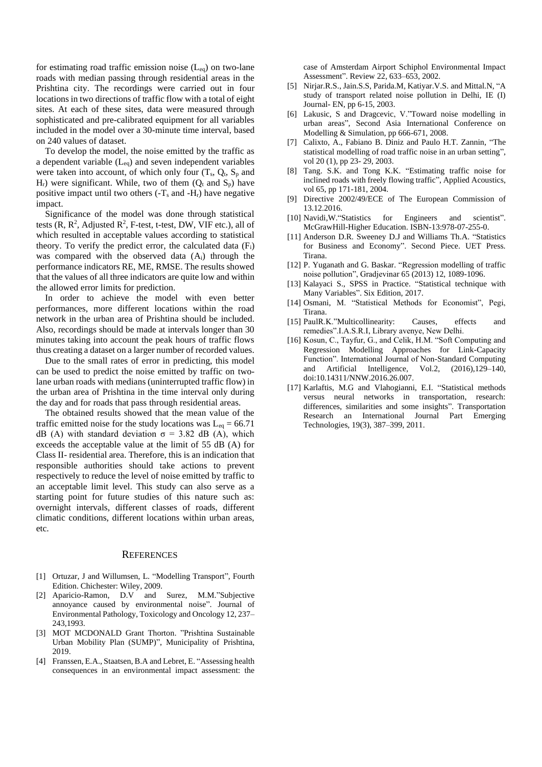for estimating road traffic emission noise ($L_{eq}$) on two-lane roads with median passing through residential areas in the Prishtina city. The recordings were carried out in four locations in two directions of traffic flow with a total of eight sites. At each of these sites, data were measured through sophisticated and pre-calibrated equipment for all variables included in the model over a 30-minute time interval, based on 240 values of dataset.

To develop the model, the noise emitted by the traffic as a dependent variable ($L_{eq}$) and seven independent variables were taken into account, of which only four ($T_s$, $Q_t$, $S_p$ and $H_r$) were significant. While, two of them ($Q_t$ and $S_p$) have positive impact until two others ($-T_s$ and $-H_r$) have negative impact.

Significance of the model was done through statistical tests (R, $R^2$, Adjusted $R^2$, F-test, t-test, DW, VIF etc.), all of which resulted in acceptable values according to statistical theory. To verify the predict error, the calculated data ($F_i$) was compared with the observed data ($A_i$) through the performance indicators RE, ME, RMSE. The results showed that the values of all three indicators are quite low and within the allowed error limits for prediction.

In order to achieve the model with even better performances, more different locations within the road network in the urban area of Prishtina should be included. Also, recordings should be made at intervals longer than 30 minutes taking into account the peak hours of traffic flows thus creating a dataset on a larger number of recorded values.

Due to the small rates of error in predicting, this model can be used to predict the noise emitted by traffic on two-lane urban roads with medians (uninterrupted traffic flow) in the urban area of Prishtina in the time interval only during the day and for roads that pass through residential areas.

The obtained results showed that the mean value of the traffic emitted noise for the study locations was $L_{eq} = 66.71$ dB (A) with standard deviation $\sigma = 3.82$ dB (A), which exceeds the acceptable value at the limit of 55 dB (A) for Class II- residential area. Therefore, this is an indication that responsible authorities should take actions to prevent respectively to reduce the level of noise emitted by traffic to an acceptable limit level. This study can also serve as a starting point for future studies of this nature such as: overnight intervals, different classes of roads, different climatic conditions, different locations within urban areas, etc.

## REFERENCES

[1] Ortuzar, J and Willumsen, L. "Modelling Transport", Fourth Edition. Chichester: Wiley, 2009.

[2] Aparicio-Ramon, D.V and Surez, M.M."Subjective annoyance caused by environmental noise". Journal of Environmental Pathology, Toxicology and Oncology 12, 237–243,1993.

[3] MOT MCDONALD Grant Thorton. "Prishtina Sustainable Urban Mobility Plan (SUMP)", Municipality of Prishtina, 2019.

[4] Franssen, E.A., Staatsen, B.A and Lebret, E. "Assessing health consequences in an environmental impact assessment: the case of Amsterdam Airport Schiphol Environmental Impact Assessment". Review 22, 633–653, 2002.

[5] Nirjar.R.S., Jain.S.S, Parida.M, Katiyar.V.S. and Mittal.N, "A study of transport related noise pollution in Delhi, IE (I) Journal- EN, pp 6-15, 2003.

[6] Lakusic, S and Dragcevic, V."Toward noise modelling in urban areas", Second Asia International Conference on Modelling & Simulation, pp 666-671, 2008.

[7] Calixto, A., Fabiano B. Diniz and Paulo H.T. Zannin, "The statistical modelling of road traffic noise in an urban setting", vol 20 (1), pp 23- 29, 2003.

[8] Tang. S.K. and Tong K.K. "Estimating traffic noise for inclined roads with freely flowing traffic", Applied Acoustics, vol 65, pp 171-181, 2004.

[9] Directive 2002/49/ECE of The European Commission of 13.12.2016.

[10] Navidi,W."Statistics for Engineers and scientist". McGrawHill-Higher Education. ISBN-13:978-07-255-0.

[11] Anderson D.R. Sweeney D.J and Williams Th.A. "Statistics for Business and Economy". Second Piece. UET Press. Tirana.

[12] P. Yuganath and G. Baskar. "Regression modelling of traffic noise pollution", Gradjevinar 65 (2013) 12, 1089-1096.

[13] Kalayaci S., SPSS in Practice. "Statistical technique with Many Variables". Six Edition, 2017.

[14] Osmani, M. "Statistical Methods for Economist", Pegi, Tirana.

[15] PaulR.K."Multicollinearity: Causes, effects and remedies".I.A.S.R.I, Library avenye, New Delhi.

[16] Kosun, C., Tayfur, G., and Celik, H.M. "Soft Computing and Regression Modelling Approaches for Link-Capacity Function". International Journal of Non-Standard Computing and Artificial Intelligence, Vol.2, (2016),129–140, doi:10.14311/NNW.2016.26.007.

[17] Karlaftis, M.G and Vlahogianni, E.I. "Statistical methods versus neural networks in transportation, research: differences, similarities and some insights". Transportation Research an International Journal Part Emerging Technologies, 19(3), 387–399, 2011.